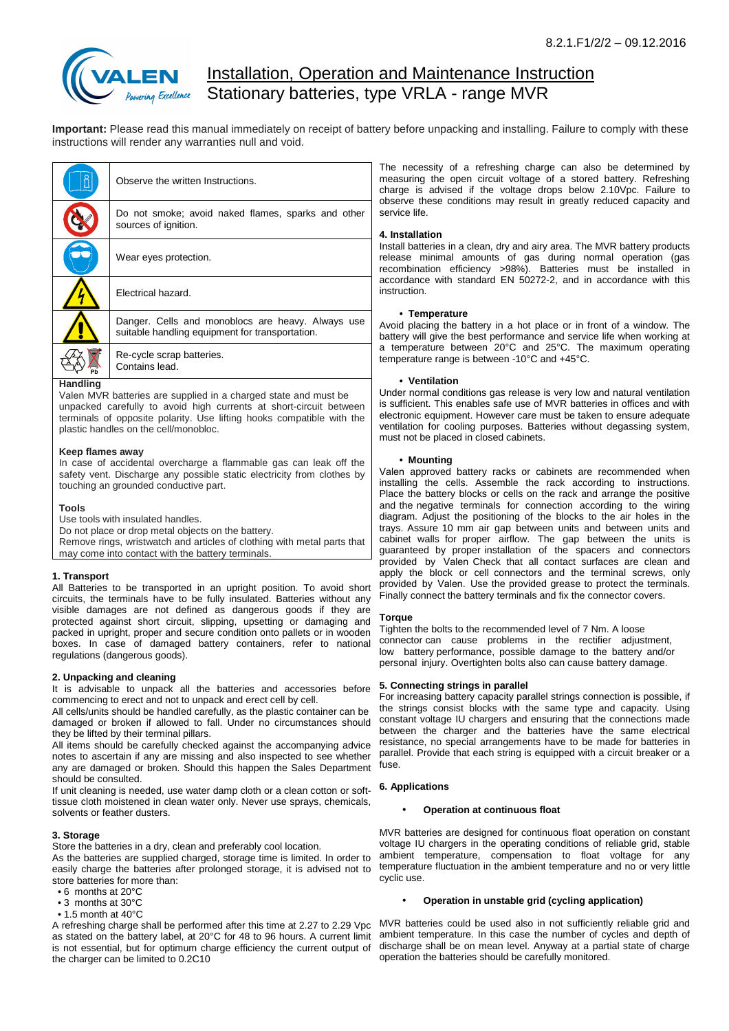8.2.1.F1/2/2 – 09.12.2016

# Installation, Operation and Maintenance Instruction
## Stationary batteries, type VRLA - range MVR

**Important:** Please read this manual immediately on receipt of battery before unpacking and installing. Failure to comply with these instructions will render any warranties null and void.

| | |
|---|---|
| | Observe the written Instructions. |
| | Do not smoke; avoid naked flames, sparks and other sources of ignition. |
| | Wear eyes protection. |
| | Electrical hazard. |
| | Danger. Cells and monoblocs are heavy. Always use suitable handling equipment for transportation. |
| | Re-cycle scrap batteries. Contains lead. |

**Handling**

Valen MVR batteries are supplied in a charged state and must be unpacked carefully to avoid high currents at short-circuit between terminals of opposite polarity. Use lifting hooks compatible with the plastic handles on the cell/monobloc.

**Keep flames away**

In case of accidental overcharge a flammable gas can leak off the safety vent. Discharge any possible static electricity from clothes by touching an grounded conductive part.

**Tools**

Use tools with insulated handles.
Do not place or drop metal objects on the battery.
Remove rings, wristwatch and articles of clothing with metal parts that may come into contact with the battery terminals.

**1. Transport**

All Batteries to be transported in an upright position. To avoid short circuits, the terminals have to be fully insulated. Batteries without any visible damages are not defined as dangerous goods if they are protected against short circuit, slipping, upsetting or damaging and packed in upright, proper and secure condition onto pallets or in wooden boxes. In case of damaged battery containers, refer to national regulations (dangerous goods).

**2. Unpacking and cleaning**

It is advisable to unpack all the batteries and accessories before commencing to erect and not to unpack and erect cell by cell.
All cells/units should be handled carefully, as the plastic container can be damaged or broken if allowed to fall. Under no circumstances should they be lifted by their terminal pillars.
All items should be carefully checked against the accompanying advice notes to ascertain if any are missing and also inspected to see whether any are damaged or broken. Should this happen the Sales Department should be consulted.
If unit cleaning is needed, use water damp cloth or a clean cotton or soft-tissue cloth moistened in clean water only. Never use sprays, chemicals, solvents or feather dusters.

**3. Storage**

Store the batteries in a dry, clean and preferably cool location.
As the batteries are supplied charged, storage time is limited. In order to easily charge the batteries after prolonged storage, it is advised not to store batteries for more than:

- 6 months at 20°C
- 3 months at 30°C
- 1.5 month at 40°C

A refreshing charge shall be performed after this time at 2.27 to 2.29 Vpc as stated on the battery label, at 20°C for 48 to 96 hours. A current limit is not essential, but for optimum charge efficiency the current output of the charger can be limited to 0.2C10

The necessity of a refreshing charge can also be determined by measuring the open circuit voltage of a stored battery. Refreshing charge is advised if the voltage drops below 2.10Vpc. Failure to observe these conditions may result in greatly reduced capacity and service life.

**4. Installation**

Install batteries in a clean, dry and airy area. The MVR battery products release minimal amounts of gas during normal operation (gas recombination efficiency >98%). Batteries must be installed in accordance with standard EN 50272-2, and in accordance with this instruction.

- **Temperature**

Avoid placing the battery in a hot place or in front of a window. The battery will give the best performance and service life when working at a temperature between 20°C and 25°C. The maximum operating temperature range is between -10°C and +45°C.

- **Ventilation**

Under normal conditions gas release is very low and natural ventilation is sufficient. This enables safe use of MVR batteries in offices and with electronic equipment. However care must be taken to ensure adequate ventilation for cooling purposes. Batteries without degassing system, must not be placed in closed cabinets.

- **Mounting**

Valen approved battery racks or cabinets are recommended when installing the cells. Assemble the rack according to instructions. Place the battery blocks or cells on the rack and arrange the positive and the negative terminals for connection according to the wiring diagram. Adjust the positioning of the blocks to the air holes in the trays. Assure 10 mm air gap between units and between units and cabinet walls for proper airflow. The gap between the units is guaranteed by proper installation of the spacers and connectors provided by Valen. Check that all contact surfaces are clean and apply the block or cell connectors and the terminal screws, only provided by Valen. Use the provided grease to protect the terminals. Finally connect the battery terminals and fix the connector covers.

**Torque**

Tighten the bolts to the recommended level of 7 Nm. A loose connector can cause problems in the rectifier adjustment, low battery performance, possible damage to the battery and/or personal injury. Overtighten bolts also can cause battery damage.

**5. Connecting strings in parallel**

For increasing battery capacity parallel strings connection is possible, if the strings consist blocks with the same type and capacity. Using constant voltage IU chargers and ensuring that the connections made between the charger and the batteries have the same electrical resistance, no special arrangements have to be made for batteries in parallel. Provide that each string is equipped with a circuit breaker or a fuse.

**6. Applications**

- **Operation at continuous float**

MVR batteries are designed for continuous float operation on constant voltage IU chargers in the operating conditions of reliable grid, stable ambient temperature, compensation to float voltage for any temperature fluctuation in the ambient temperature and no or very little cyclic use.

- **Operation in unstable grid (cycling application)**

MVR batteries could be used also in not sufficiently reliable grid and ambient temperature. In this case the number of cycles and depth of discharge shall be on mean level. Anyway at a partial state of charge operation the batteries should be carefully monitored.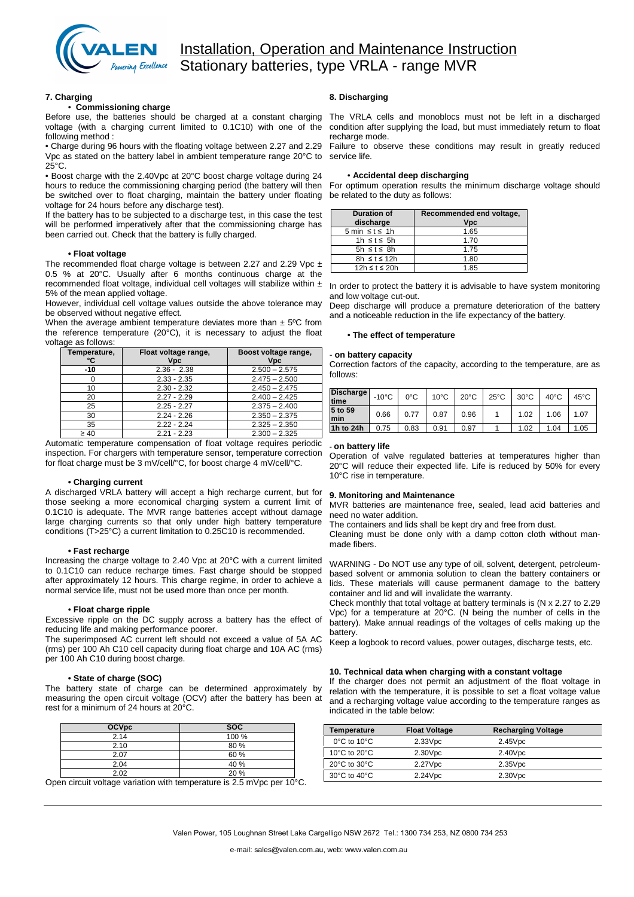# Installation, Operation and Maintenance Instruction
## Stationary batteries, type VRLA - range MVR

### 7. Charging

**• Commissioning charge**

Before use, the batteries should be charged at a constant charging voltage (with a charging current limited to 0.1C10) with one of the following method :

• Charge during 96 hours with the floating voltage between 2.27 and 2.29 Vpc as stated on the battery label in ambient temperature range 20°C to 25°C.

• Boost charge with the 2.40Vpc at 20°C boost charge voltage during 24 hours to reduce the commissioning charging period (the battery will then be switched over to float charging, maintain the battery under floating voltage for 24 hours before any discharge test).

If the battery has to be subjected to a discharge test, in this case the test will be performed imperatively after that the commissioning charge has been carried out. Check that the battery is fully charged.

**• Float voltage**

The recommended float charge voltage is between 2.27 and 2.29 Vpc ± 0.5 % at 20°C. Usually after 6 months continuous charge at the recommended float voltage, individual cell voltages will stabilize within ± 5% of the mean applied voltage.

However, individual cell voltage values outside the above tolerance may be observed without negative effect.

When the average ambient temperature deviates more than ± 5ºC from the reference temperature (20°C), it is necessary to adjust the float voltage as follows:

| Temperature, °C | Float voltage range, Vpc | Boost voltage range, Vpc |
|---|---|---|
| -10 | 2.36 - 2.38 | 2.500 – 2.575 |
| 0 | 2.33 - 2.35 | 2.475 – 2.500 |
| 10 | 2.30 - 2.32 | 2.450 – 2.475 |
| 20 | 2.27 - 2.29 | 2.400 – 2.425 |
| 25 | 2.25 - 2.27 | 2.375 – 2.400 |
| 30 | 2.24 - 2.26 | 2.350 – 2.375 |
| 35 | 2.22 - 2.24 | 2.325 – 2.350 |
| ≥ 40 | 2.21 - 2.23 | 2.300 – 2.325 |

Automatic temperature compensation of float voltage requires periodic inspection. For chargers with temperature sensor, temperature correction for float charge must be 3 mV/cell/°C, for boost charge 4 mV/cell/°C.

**• Charging current**

A discharged VRLA battery will accept a high recharge current, but for those seeking a more economical charging system a current limit of 0.1C10 is adequate. The MVR range batteries accept without damage large charging currents so that only under high battery temperature conditions (T>25°C) a current limitation to 0.25C10 is recommended.

**• Fast recharge**

Increasing the charge voltage to 2.40 Vpc at 20°C with a current limited to 0.1C10 can reduce recharge times. Fast charge should be stopped after approximately 12 hours. This charge regime, in order to achieve a normal service life, must not be used more than once per month.

**• Float charge ripple**

Excessive ripple on the DC supply across a battery has the effect of reducing life and making performance poorer.

The superimposed AC current left should not exceed a value of 5A AC (rms) per 100 Ah C10 cell capacity during float charge and 10A AC (rms) per 100 Ah C10 during boost charge.

**• State of charge (SOC)**

The battery state of charge can be determined approximately by measuring the open circuit voltage (OCV) after the battery has been at rest for a minimum of 24 hours at 20°C.

| OCVpc | SOC |
|---|---|
| 2.14 | 100 % |
| 2.10 | 80 % |
| 2.07 | 60 % |
| 2.04 | 40 % |
| 2.02 | 20 % |

Open circuit voltage variation with temperature is 2.5 mVpc per 10°C.

### 8. Discharging

The VRLA cells and monoblocs must not be left in a discharged condition after supplying the load, but must immediately return to float recharge mode.

Failure to observe these conditions may result in greatly reduced service life.

**• Accidental deep discharging**

For optimum operation results the minimum discharge voltage should be related to the duty as follows:

| Duration of discharge | Recommended end voltage, Vpc |
|---|---|
| 5 min ≤ t ≤ 1h | 1.65 |
| 1h ≤ t ≤ 5h | 1.70 |
| 5h ≤ t ≤ 8h | 1.75 |
| 8h ≤ t ≤ 12h | 1.80 |
| 12h ≤ t ≤ 20h | 1.85 |

In order to protect the battery it is advisable to have system monitoring and low voltage cut-out.

Deep discharge will produce a premature deterioration of the battery and a noticeable reduction in the life expectancy of the battery.

**• The effect of temperature**

**- on battery capacity**

Correction factors of the capacity, according to the temperature, are as follows:

| Discharge time | -10°C | 0°C | 10°C | 20°C | 25°C | 30°C | 40°C | 45°C |
|---|---|---|---|---|---|---|---|---|
| 5 to 59 min | 0.66 | 0.77 | 0.87 | 0.96 | 1 | 1.02 | 1.06 | 1.07 |
| 1h to 24h | 0.75 | 0.83 | 0.91 | 0.97 | 1 | 1.02 | 1.04 | 1.05 |

**- on battery life**

Operation of valve regulated batteries at temperatures higher than 20°C will reduce their expected life. Life is reduced by 50% for every 10°C rise in temperature.

### 9. Monitoring and Maintenance

MVR batteries are maintenance free, sealed, lead acid batteries and need no water addition.

The containers and lids shall be kept dry and free from dust.

Cleaning must be done only with a damp cotton cloth without man-made fibers.

WARNING - Do NOT use any type of oil, solvent, detergent, petroleum-based solvent or ammonia solution to clean the battery containers or lids. These materials will cause permanent damage to the battery container and lid and will invalidate the warranty.

Check monthly that total voltage at battery terminals is (N x 2.27 to 2.29 Vpc) for a temperature at 20°C. (N being the number of cells in the battery). Make annual readings of the voltages of cells making up the battery.

Keep a logbook to record values, power outages, discharge tests, etc.

### 10. Technical data when charging with a constant voltage

If the charger does not permit an adjustment of the float voltage in relation with the temperature, it is possible to set a float voltage value and a recharging voltage value according to the temperature ranges as indicated in the table below:

| Temperature | Float Voltage | Recharging Voltage |
|---|---|---|
| 0°C to 10°C | 2.33Vpc | 2.45Vpc |
| 10°C to 20°C | 2.30Vpc | 2.40Vpc |
| 20°C to 30°C | 2.27Vpc | 2.35Vpc |
| 30°C to 40°C | 2.24Vpc | 2.30Vpc |

Valen Power, 105 Loughnan Street Lake Cargelligo NSW 2672 Tel.: 1300 734 253, NZ 0800 734 253

e-mail: sales@valen.com.au, web: www.valen.com.au